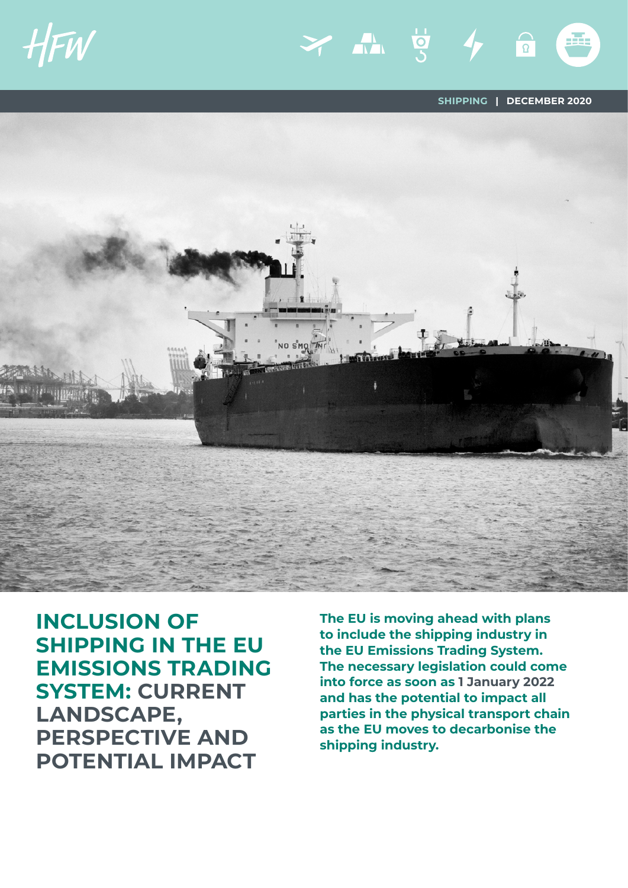HFW

SHIPPING | DECEMBER 2020

# INCLUSION OF SHIPPING IN THE EU EMISSIONS TRADING SYSTEM: CURRENT LANDSCAPE, PERSPECTIVE AND POTENTIAL IMPACT

**The EU is moving ahead with plans to include the shipping industry in the EU Emissions Trading System. The necessary legislation could come into force as soon as 1 January 2022 and has the potential to impact all parties in the physical transport chain as the EU moves to decarbonise the shipping industry.**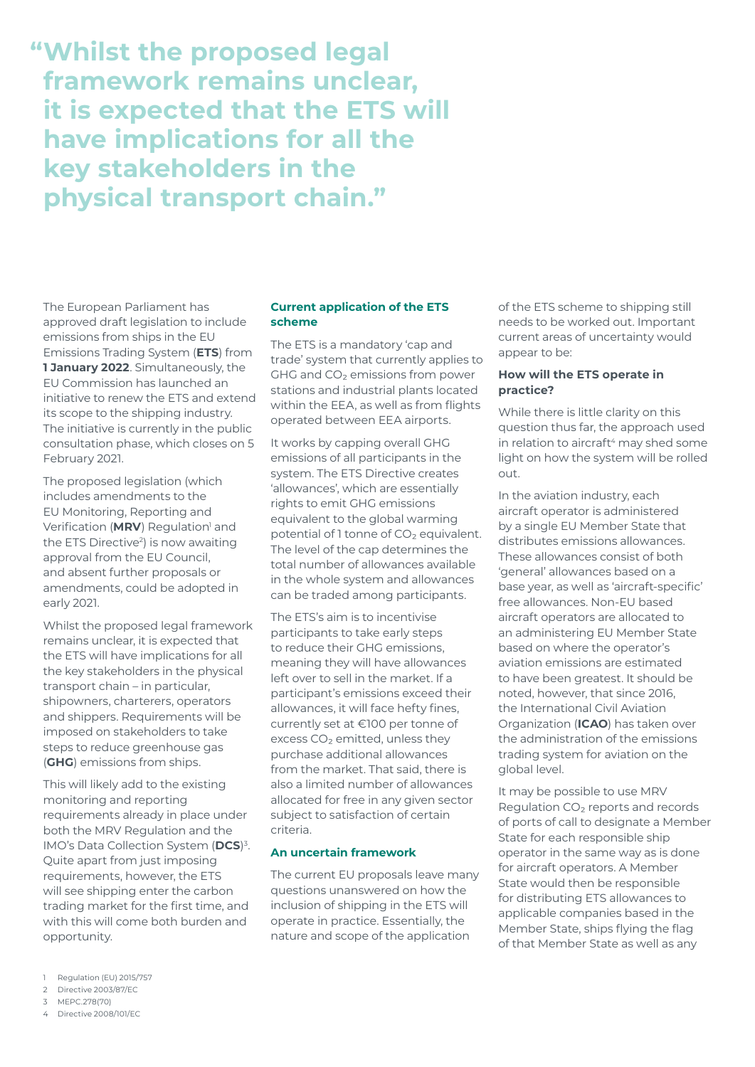> **"Whilst the proposed legal framework remains unclear, it is expected that the ETS will have implications for all the key stakeholders in the physical transport chain."**

The European Parliament has approved draft legislation to include emissions from ships in the EU Emissions Trading System (**ETS**) from **1 January 2022**. Simultaneously, the EU Commission has launched an initiative to renew the ETS and extend its scope to the shipping industry. The initiative is currently in the public consultation phase, which closes on 5 February 2021.

The proposed legislation (which includes amendments to the EU Monitoring, Reporting and Verification (**MRV**) Regulation[1] and the ETS Directive[2]) is now awaiting approval from the EU Council, and absent further proposals or amendments, could be adopted in early 2021.

Whilst the proposed legal framework remains unclear, it is expected that the ETS will have implications for all the key stakeholders in the physical transport chain – in particular, shipowners, charterers, operators and shippers. Requirements will be imposed on stakeholders to take steps to reduce greenhouse gas (**GHG**) emissions from ships.

This will likely add to the existing monitoring and reporting requirements already in place under both the MRV Regulation and the IMO's Data Collection System (**DCS**)[3]. Quite apart from just imposing requirements, however, the ETS will see shipping enter the carbon trading market for the first time, and with this will come both burden and opportunity.

### Current application of the ETS scheme

The ETS is a mandatory 'cap and trade' system that currently applies to GHG and $CO_2$ emissions from power stations and industrial plants located within the EEA, as well as from flights operated between EEA airports.

It works by capping overall GHG emissions of all participants in the system. The ETS Directive creates 'allowances', which are essentially rights to emit GHG emissions equivalent to the global warming potential of 1 tonne of $CO_2$ equivalent. The level of the cap determines the total number of allowances available in the whole system and allowances can be traded among participants.

The ETS's aim is to incentivise participants to take early steps to reduce their GHG emissions, meaning they will have allowances left over to sell in the market. If a participant's emissions exceed their allowances, it will face hefty fines, currently set at €100 per tonne of excess $CO_2$ emitted, unless they purchase additional allowances from the market. That said, there is also a limited number of allowances allocated for free in any given sector subject to satisfaction of certain criteria.

### An uncertain framework

The current EU proposals leave many questions unanswered on how the inclusion of shipping in the ETS will operate in practice. Essentially, the nature and scope of the application of the ETS scheme to shipping still needs to be worked out. Important current areas of uncertainty would appear to be:

#### How will the ETS operate in practice?

While there is little clarity on this question thus far, the approach used in relation to aircraft[4] may shed some light on how the system will be rolled out.

In the aviation industry, each aircraft operator is administered by a single EU Member State that distributes emissions allowances. These allowances consist of both 'general' allowances based on a base year, as well as 'aircraft-specific' free allowances. Non-EU based aircraft operators are allocated to an administering EU Member State based on where the operator's aviation emissions are estimated to have been greatest. It should be noted, however, that since 2016, the International Civil Aviation Organization (**ICAO**) has taken over the administration of the emissions trading system for aviation on the global level.

It may be possible to use MRV Regulation $CO_2$ reports and records of ports of call to designate a Member State for each responsible ship operator in the same way as is done for aircraft operators. A Member State would then be responsible for distributing ETS allowances to applicable companies based in the Member State, ships flying the flag of that Member State as well as any

---

1 Regulation (EU) 2015/757
2 Directive 2003/87/EC
3 MEPC.278(70)
4 Directive 2008/101/EC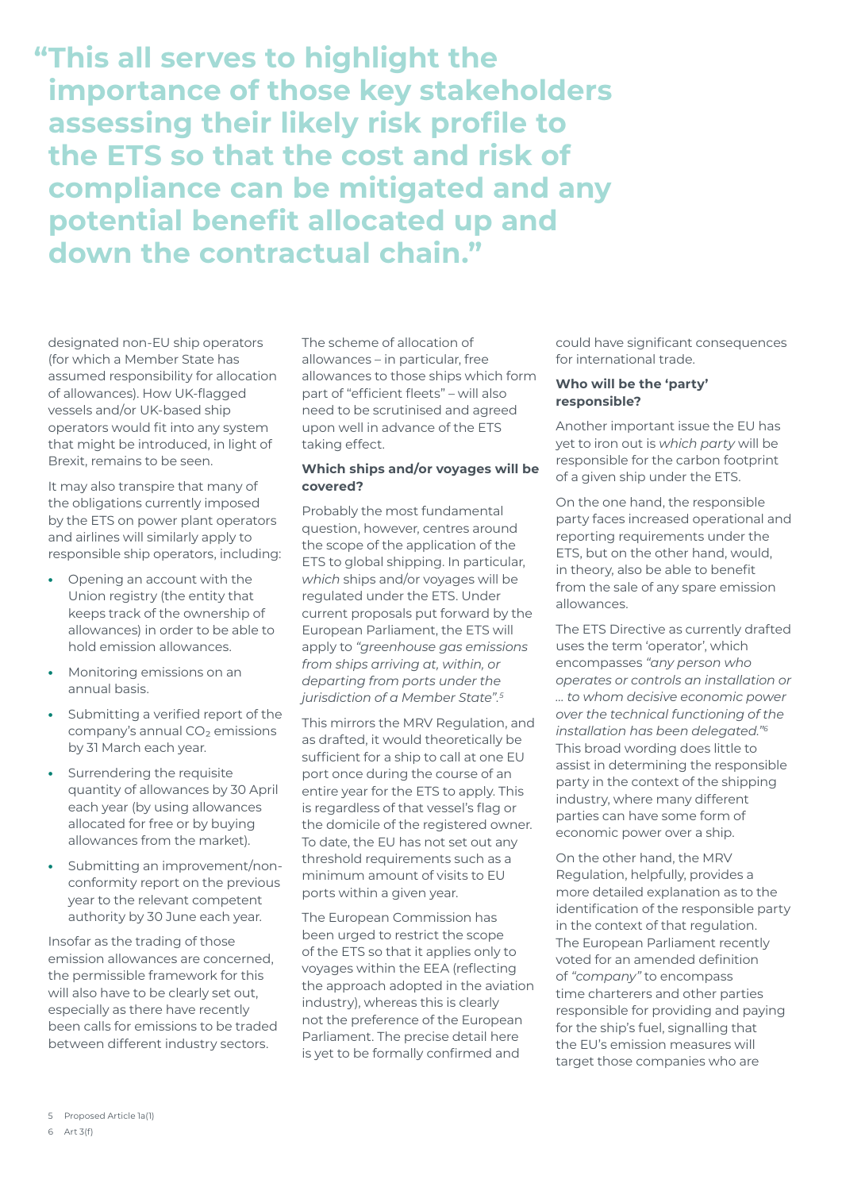> **"This all serves to highlight the importance of those key stakeholders assessing their likely risk profile to the ETS so that the cost and risk of compliance can be mitigated and any potential benefit allocated up and down the contractual chain."**

designated non-EU ship operators (for which a Member State has assumed responsibility for allocation of allowances). How UK-flagged vessels and/or UK-based ship operators would fit into any system that might be introduced, in light of Brexit, remains to be seen.

It may also transpire that many of the obligations currently imposed by the ETS on power plant operators and airlines will similarly apply to responsible ship operators, including:

- Opening an account with the Union registry (the entity that keeps track of the ownership of allowances) in order to be able to hold emission allowances.
- Monitoring emissions on an annual basis.
- Submitting a verified report of the company's annual $CO_2$ emissions by 31 March each year.
- Surrendering the requisite quantity of allowances by 30 April each year (by using allowances allocated for free or by buying allowances from the market).
- Submitting an improvement/non-conformity report on the previous year to the relevant competent authority by 30 June each year.

Insofar as the trading of those emission allowances are concerned, the permissible framework for this will also have to be clearly set out, especially as there have recently been calls for emissions to be traded between different industry sectors.

The scheme of allocation of allowances – in particular, free allowances to those ships which form part of "efficient fleets" – will also need to be scrutinised and agreed upon well in advance of the ETS taking effect.

**Which ships and/or voyages will be covered?**

Probably the most fundamental question, however, centres around the scope of the application of the ETS to global shipping. In particular, *which* ships and/or voyages will be regulated under the ETS. Under current proposals put forward by the European Parliament, the ETS will apply to *"greenhouse gas emissions from ships arriving at, within, or departing from ports under the jurisdiction of a Member State"*.[5]

This mirrors the MRV Regulation, and as drafted, it would theoretically be sufficient for a ship to call at one EU port once during the course of an entire year for the ETS to apply. This is regardless of that vessel's flag or the domicile of the registered owner. To date, the EU has not set out any threshold requirements such as a minimum amount of visits to EU ports within a given year.

The European Commission has been urged to restrict the scope of the ETS so that it applies only to voyages within the EEA (reflecting the approach adopted in the aviation industry), whereas this is clearly not the preference of the European Parliament. The precise detail here is yet to be formally confirmed and could have significant consequences for international trade.

**Who will be the 'party' responsible?**

Another important issue the EU has yet to iron out is *which party* will be responsible for the carbon footprint of a given ship under the ETS.

On the one hand, the responsible party faces increased operational and reporting requirements under the ETS, but on the other hand, would, in theory, also be able to benefit from the sale of any spare emission allowances.

The ETS Directive as currently drafted uses the term 'operator', which encompasses *"any person who operates or controls an installation or … to whom decisive economic power over the technical functioning of the installation has been delegated."*[6] This broad wording does little to assist in determining the responsible party in the context of the shipping industry, where many different parties can have some form of economic power over a ship.

On the other hand, the MRV Regulation, helpfully, provides a more detailed explanation as to the identification of the responsible party in the context of that regulation. The European Parliament recently voted for an amended definition of *"company"* to encompass time charterers and other parties responsible for providing and paying for the ship's fuel, signalling that the EU's emission measures will target those companies who are

5 Proposed Article 1a(1)

6 Art 3(f)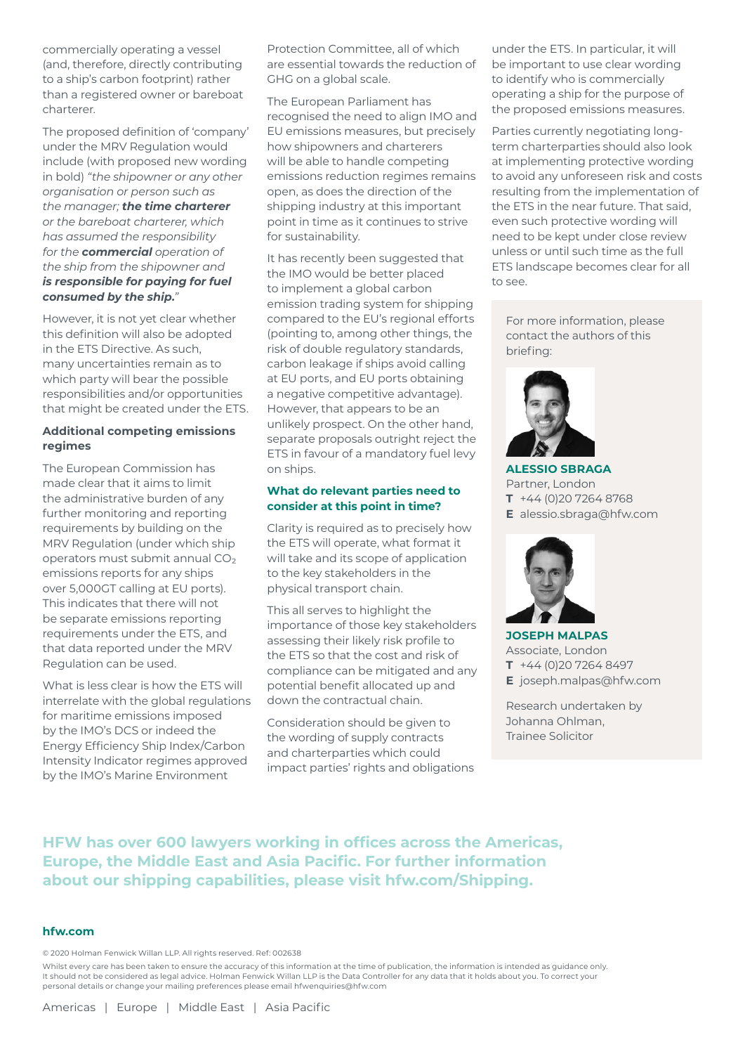commercially operating a vessel (and, therefore, directly contributing to a ship's carbon footprint) rather than a registered owner or bareboat charterer.

The proposed definition of 'company' under the MRV Regulation would include (with proposed new wording in bold) *"the shipowner or any other organisation or person such as the manager;* ***the time charterer*** *or the bareboat charterer, which has assumed the responsibility for the* ***commercial*** *operation of the ship from the shipowner and* ***is responsible for paying for fuel consumed by the ship."***

However, it is not yet clear whether this definition will also be adopted in the ETS Directive. As such, many uncertainties remain as to which party will bear the possible responsibilities and/or opportunities that might be created under the ETS.

### Additional competing emissions regimes

The European Commission has made clear that it aims to limit the administrative burden of any further monitoring and reporting requirements by building on the MRV Regulation (under which ship operators must submit annual $CO_2$ emissions reports for any ships over 5,000GT calling at EU ports). This indicates that there will not be separate emissions reporting requirements under the ETS, and that data reported under the MRV Regulation can be used.

What is less clear is how the ETS will interrelate with the global regulations for maritime emissions imposed by the IMO's DCS or indeed the Energy Efficiency Ship Index/Carbon Intensity Indicator regimes approved by the IMO's Marine Environment Protection Committee, all of which are essential towards the reduction of GHG on a global scale.

The European Parliament has recognised the need to align IMO and EU emissions measures, but precisely how shipowners and charterers will be able to handle competing emissions reduction regimes remains open, as does the direction of the shipping industry at this important point in time as it continues to strive for sustainability.

It has recently been suggested that the IMO would be better placed to implement a global carbon emission trading system for shipping compared to the EU's regional efforts (pointing to, among other things, the risk of double regulatory standards, carbon leakage if ships avoid calling at EU ports, and EU ports obtaining a negative competitive advantage). However, that appears to be an unlikely prospect. On the other hand, separate proposals outright reject the ETS in favour of a mandatory fuel levy on ships.

### What do relevant parties need to consider at this point in time?

Clarity is required as to precisely how the ETS will operate, what format it will take and its scope of application to the key stakeholders in the physical transport chain.

This all serves to highlight the importance of those key stakeholders assessing their likely risk profile to the ETS so that the cost and risk of compliance can be mitigated and any potential benefit allocated up and down the contractual chain.

Consideration should be given to the wording of supply contracts and charterparties which could impact parties' rights and obligations under the ETS. In particular, it will be important to use clear wording to identify who is commercially operating a ship for the purpose of the proposed emissions measures.

Parties currently negotiating long-term charterparties should also look at implementing protective wording to avoid any unforeseen risk and costs resulting from the implementation of the ETS in the near future. That said, even such protective wording will need to be kept under close review unless or until such time as the full ETS landscape becomes clear for all to see.

For more information, please contact the authors of this briefing:

**ALESSIO SBRAGA**
Partner, London
**T** +44 (0)20 7264 8768
**E** alessio.sbraga@hfw.com

**JOSEPH MALPAS**
Associate, London
**T** +44 (0)20 7264 8497
**E** joseph.malpas@hfw.com

Research undertaken by Johanna Ohlman, Trainee Solicitor

**HFW has over 600 lawyers working in offices across the Americas, Europe, the Middle East and Asia Pacific. For further information about our shipping capabilities, please visit hfw.com/Shipping.**

**hfw.com**

© 2020 Holman Fenwick Willan LLP. All rights reserved. Ref: 002638

Whilst every care has been taken to ensure the accuracy of this information at the time of publication, the information is intended as guidance only. It should not be considered as legal advice. Holman Fenwick Willan LLP is the Data Controller for any data that it holds about you. To correct your personal details or change your mailing preferences please email hfwenquiries@hfw.com

Americas | Europe | Middle East | Asia Pacific